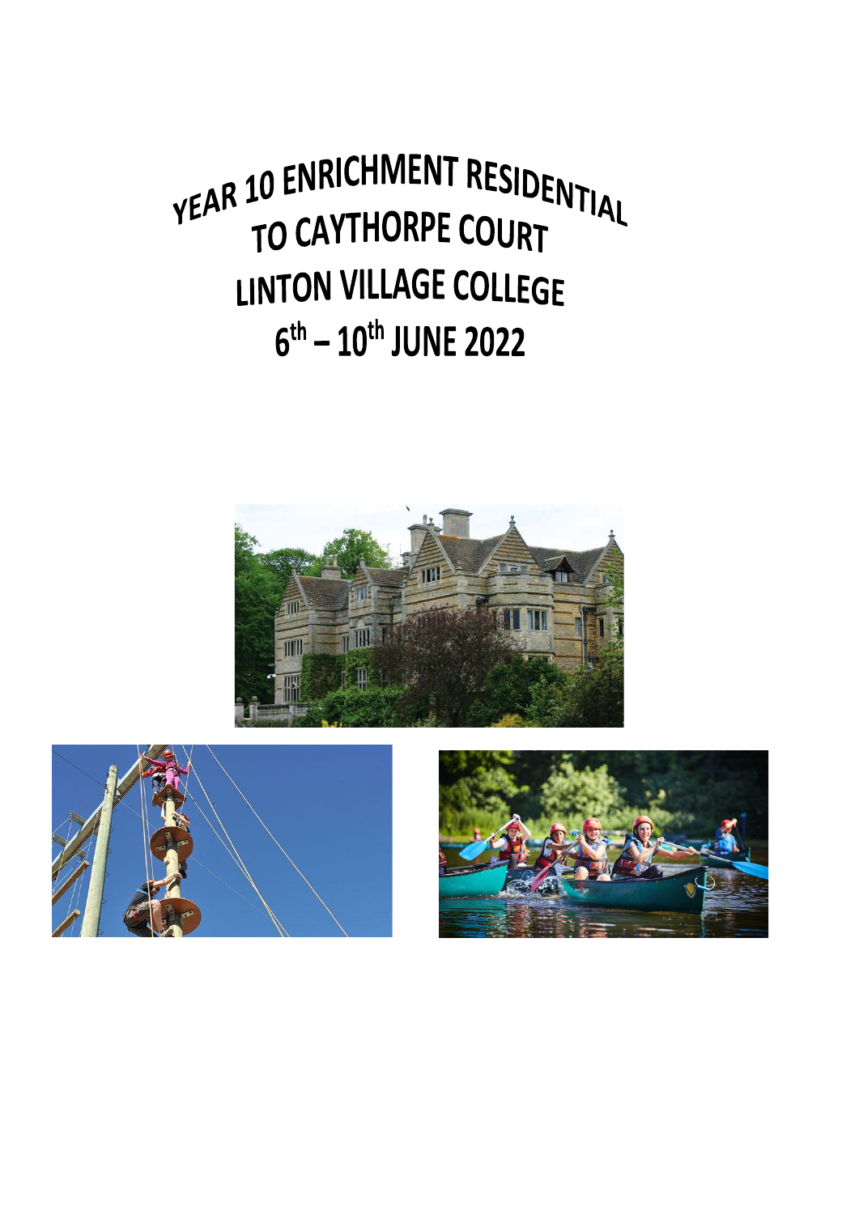# YEAR 10 ENRICHMENT RESIDENTIAL TO CAYTHORPE COURT

# LINTON VILLAGE COLLEGE

# 6th – 10th JUNE 2022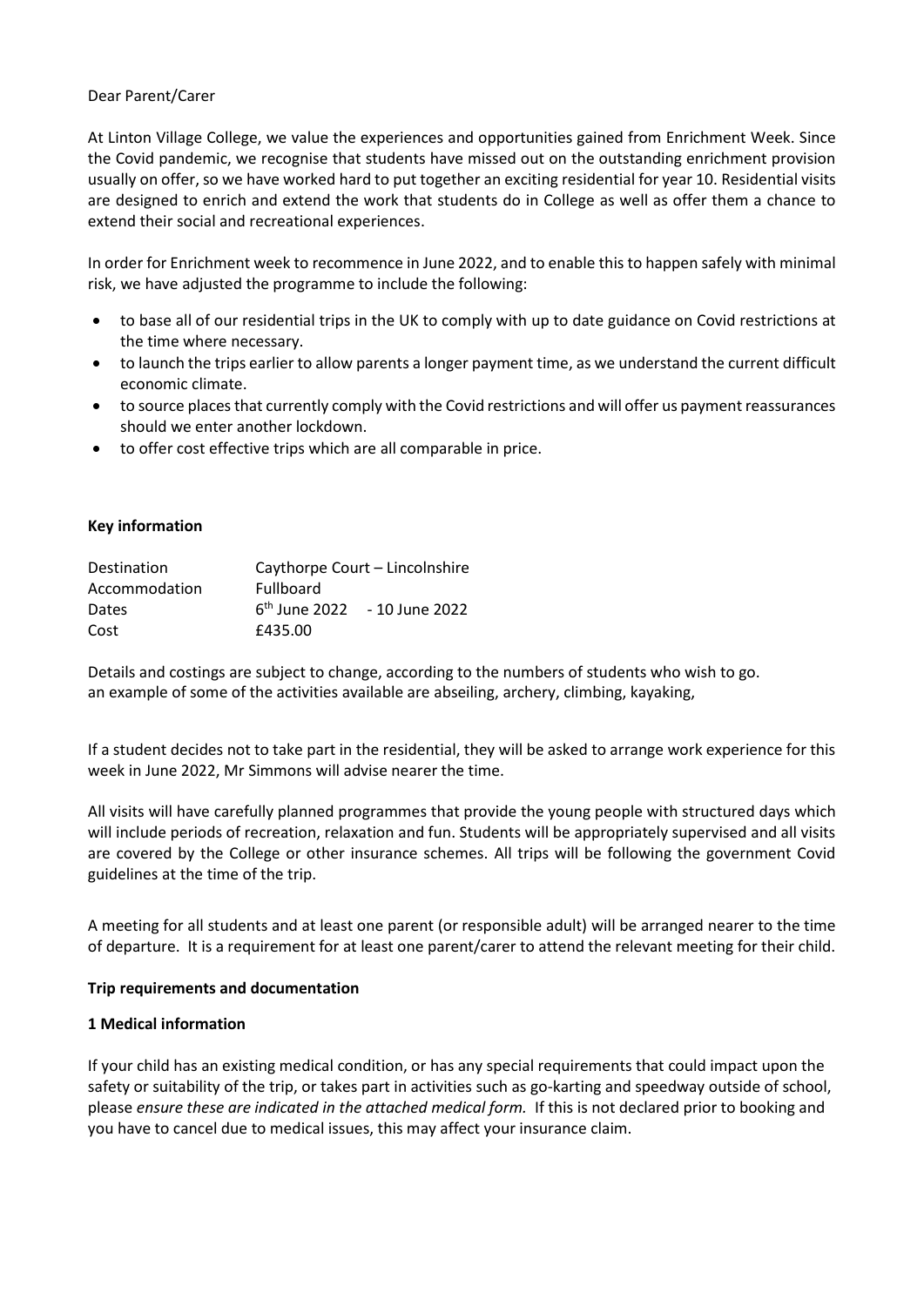Dear Parent/Carer

At Linton Village College, we value the experiences and opportunities gained from Enrichment Week. Since the Covid pandemic, we recognise that students have missed out on the outstanding enrichment provision usually on offer, so we have worked hard to put together an exciting residential for year 10. Residential visits are designed to enrich and extend the work that students do in College as well as offer them a chance to extend their social and recreational experiences.

In order for Enrichment week to recommence in June 2022, and to enable this to happen safely with minimal risk, we have adjusted the programme to include the following:

- to base all of our residential trips in the UK to comply with up to date guidance on Covid restrictions at the time where necessary.
- to launch the trips earlier to allow parents a longer payment time, as we understand the current difficult economic climate.
- to source places that currently comply with the Covid restrictions and will offer us payment reassurances should we enter another lockdown.
- to offer cost effective trips which are all comparable in price.

**Key information**

| | |
|---|---|
| Destination | Caythorpe Court – Lincolnshire |
| Accommodation | Fullboard |
| Dates | 6th June 2022 - 10 June 2022 |
| Cost | £435.00 |

Details and costings are subject to change, according to the numbers of students who wish to go.
an example of some of the activities available are abseiling, archery, climbing, kayaking,

If a student decides not to take part in the residential, they will be asked to arrange work experience for this week in June 2022, Mr Simmons will advise nearer the time.

All visits will have carefully planned programmes that provide the young people with structured days which will include periods of recreation, relaxation and fun. Students will be appropriately supervised and all visits are covered by the College or other insurance schemes. All trips will be following the government Covid guidelines at the time of the trip.

A meeting for all students and at least one parent (or responsible adult) will be arranged nearer to the time of departure. It is a requirement for at least one parent/carer to attend the relevant meeting for their child.

**Trip requirements and documentation**

**1 Medical information**

If your child has an existing medical condition, or has any special requirements that could impact upon the safety or suitability of the trip, or takes part in activities such as go-karting and speedway outside of school, please *ensure these are indicated in the attached medical form.* If this is not declared prior to booking and you have to cancel due to medical issues, this may affect your insurance claim.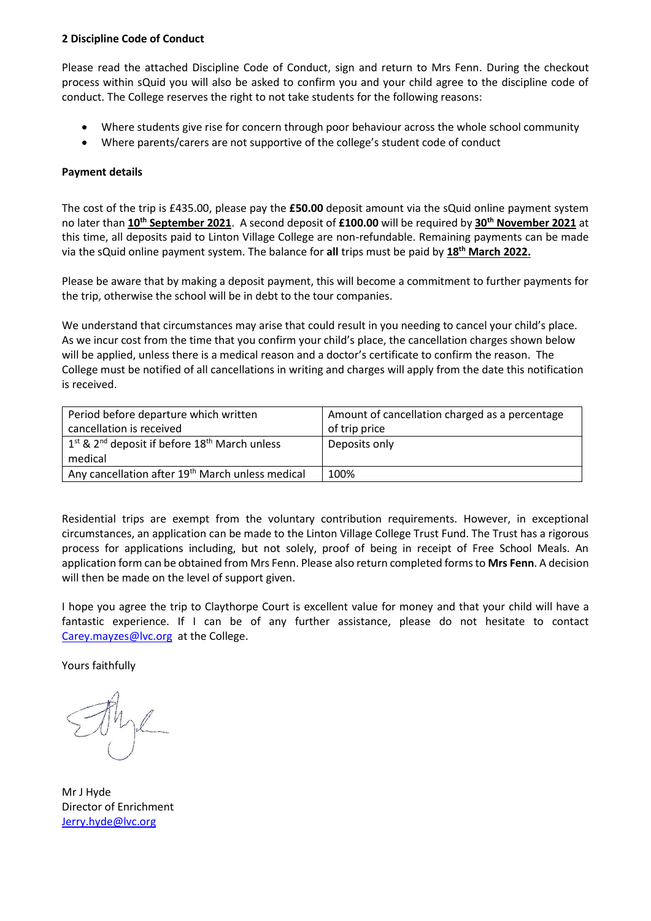**2 Discipline Code of Conduct**

Please read the attached Discipline Code of Conduct, sign and return to Mrs Fenn. During the checkout process within sQuid you will also be asked to confirm you and your child agree to the discipline code of conduct. The College reserves the right to not take students for the following reasons:

- Where students give rise for concern through poor behaviour across the whole school community
- Where parents/carers are not supportive of the college's student code of conduct

**Payment details**

The cost of the trip is £435.00, please pay the **£50.00** deposit amount via the sQuid online payment system no later than **10th September 2021**. A second deposit of **£100.00** will be required by **30th November 2021** at this time, all deposits paid to Linton Village College are non-refundable. Remaining payments can be made via the sQuid online payment system. The balance for **all** trips must be paid by **18th March 2022.**

Please be aware that by making a deposit payment, this will become a commitment to further payments for the trip, otherwise the school will be in debt to the tour companies.

We understand that circumstances may arise that could result in you needing to cancel your child's place. As we incur cost from the time that you confirm your child's place, the cancellation charges shown below will be applied, unless there is a medical reason and a doctor's certificate to confirm the reason. The College must be notified of all cancellations in writing and charges will apply from the date this notification is received.

| Period before departure which written cancellation is received | Amount of cancellation charged as a percentage of trip price |
|---|---|
| 1st & 2nd deposit if before 18th March unless medical | Deposits only |
| Any cancellation after 19th March unless medical | 100% |

Residential trips are exempt from the voluntary contribution requirements. However, in exceptional circumstances, an application can be made to the Linton Village College Trust Fund. The Trust has a rigorous process for applications including, but not solely, proof of being in receipt of Free School Meals. An application form can be obtained from Mrs Fenn. Please also return completed forms to **Mrs Fenn**. A decision will then be made on the level of support given.

I hope you agree the trip to Claythorpe Court is excellent value for money and that your child will have a fantastic experience. If I can be of any further assistance, please do not hesitate to contact Carey.mayzes@lvc.org at the College.

Yours faithfully

Mr J Hyde
Director of Enrichment
Jerry.hyde@lvc.org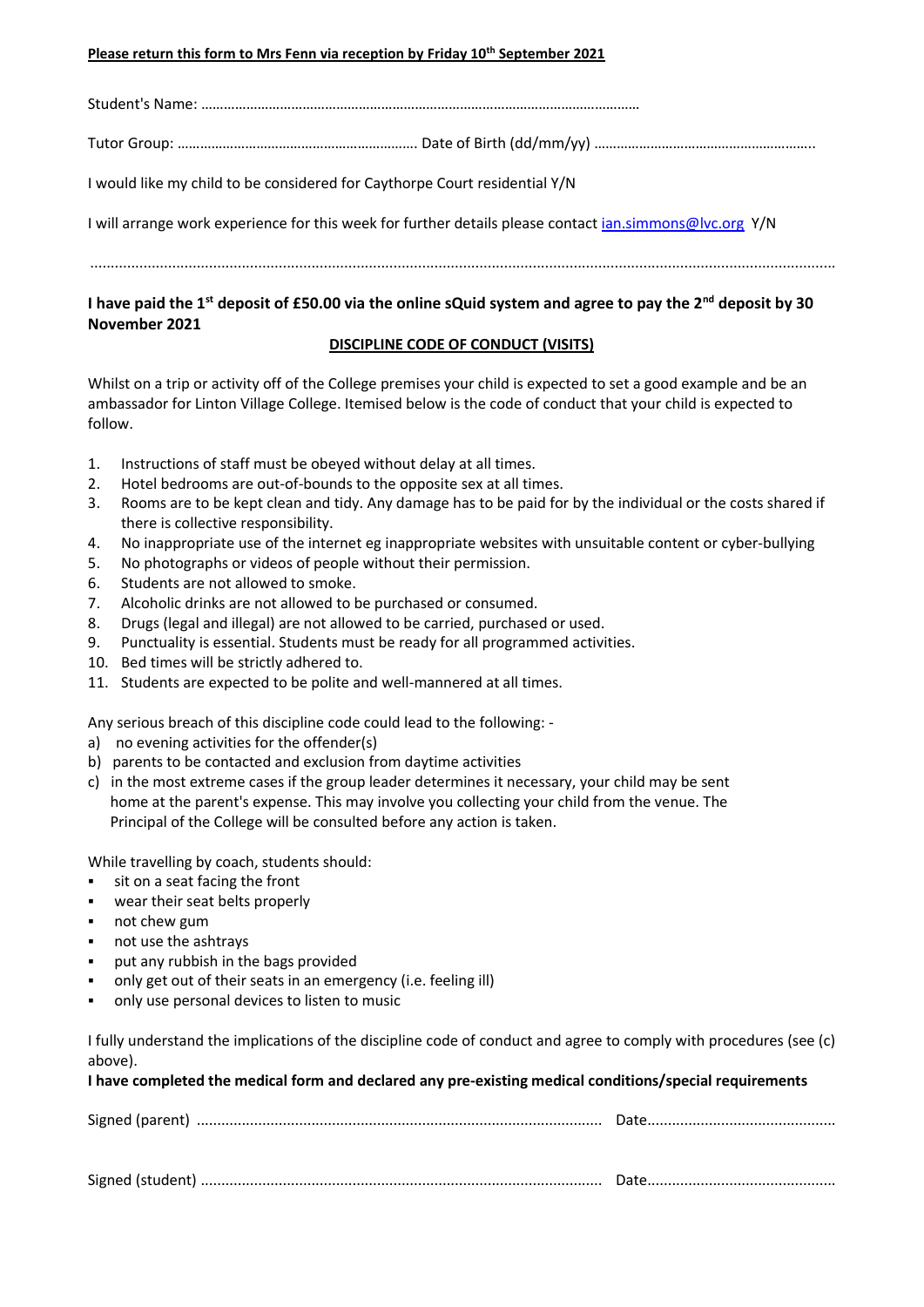**Please return this form to Mrs Fenn via reception by Friday 10th September 2021**

Student's Name: ……………………………………………………………………………………………………

Tutor Group: ………………………………………………………. Date of Birth (dd/mm/yy) …………………………………………………..

I would like my child to be considered for Caythorpe Court residential Y/N

I will arrange work experience for this week for further details please contact [ian.simmons@lvc.org](mailto:ian.simmons@lvc.org) Y/N

..............................................................................................................................................................................

**I have paid the 1st deposit of £50.00 via the online sQuid system and agree to pay the 2nd deposit by 30 November 2021**

**DISCIPLINE CODE OF CONDUCT (VISITS)**

Whilst on a trip or activity off of the College premises your child is expected to set a good example and be an ambassador for Linton Village College. Itemised below is the code of conduct that your child is expected to follow.

1. Instructions of staff must be obeyed without delay at all times.
2. Hotel bedrooms are out-of-bounds to the opposite sex at all times.
3. Rooms are to be kept clean and tidy. Any damage has to be paid for by the individual or the costs shared if there is collective responsibility.
4. No inappropriate use of the internet eg inappropriate websites with unsuitable content or cyber-bullying
5. No photographs or videos of people without their permission.
6. Students are not allowed to smoke.
7. Alcoholic drinks are not allowed to be purchased or consumed.
8. Drugs (legal and illegal) are not allowed to be carried, purchased or used.
9. Punctuality is essential. Students must be ready for all programmed activities.
10. Bed times will be strictly adhered to.
11. Students are expected to be polite and well-mannered at all times.

Any serious breach of this discipline code could lead to the following: -

a) no evening activities for the offender(s)
b) parents to be contacted and exclusion from daytime activities
c) in the most extreme cases if the group leader determines it necessary, your child may be sent home at the parent's expense. This may involve you collecting your child from the venue. The Principal of the College will be consulted before any action is taken.

While travelling by coach, students should:

- sit on a seat facing the front
- wear their seat belts properly
- not chew gum
- not use the ashtrays
- put any rubbish in the bags provided
- only get out of their seats in an emergency (i.e. feeling ill)
- only use personal devices to listen to music

I fully understand the implications of the discipline code of conduct and agree to comply with procedures (see (c) above).

**I have completed the medical form and declared any pre-existing medical conditions/special requirements**

Signed (parent) ................................................................................................ Date.............................................

Signed (student) ............................................................................................... Date.............................................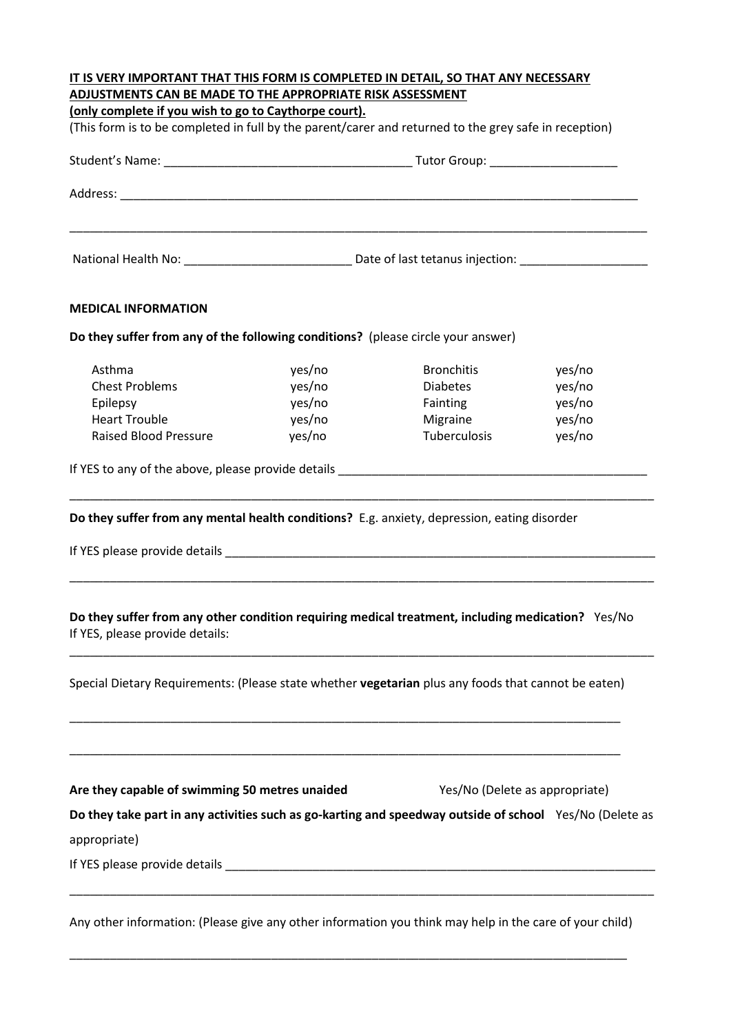**IT IS VERY IMPORTANT THAT THIS FORM IS COMPLETED IN DETAIL, SO THAT ANY NECESSARY ADJUSTMENTS CAN BE MADE TO THE APPROPRIATE RISK ASSESSMENT**
**(only complete if you wish to go to Caythorpe court).**
(This form is to be completed in full by the parent/carer and returned to the grey safe in reception)

Student's Name: ____________________________________ Tutor Group: ___________________

Address: ______________________________________________________________________________

______________________________________________________________________________________

National Health No: _________________________ Date of last tetanus injection: ___________________

**MEDICAL INFORMATION**

**Do they suffer from any of the following conditions?** (please circle your answer)

| | | | |
|---|---|---|---|
| Asthma | yes/no | Bronchitis | yes/no |
| Chest Problems | yes/no | Diabetes | yes/no |
| Epilepsy | yes/no | Fainting | yes/no |
| Heart Trouble | yes/no | Migraine | yes/no |
| Raised Blood Pressure | yes/no | Tuberculosis | yes/no |

If YES to any of the above, please provide details _______________________________________________

______________________________________________________________________________________

**Do they suffer from any mental health conditions?** E.g. anxiety, depression, eating disorder

If YES please provide details ____________________________________________________________

______________________________________________________________________________________

**Do they suffer from any other condition requiring medical treatment, including medication?** Yes/No
If YES, please provide details:

______________________________________________________________________________________

Special Dietary Requirements: (Please state whether **vegetarian** plus any foods that cannot be eaten)

______________________________________________________________________________________

______________________________________________________________________________________

**Are they capable of swimming 50 metres unaided** Yes/No (Delete as appropriate)

**Do they take part in any activities such as go-karting and speedway outside of school** Yes/No (Delete as appropriate)

If YES please provide details ____________________________________________________________

______________________________________________________________________________________

Any other information: (Please give any other information you think may help in the care of your child)

______________________________________________________________________________________